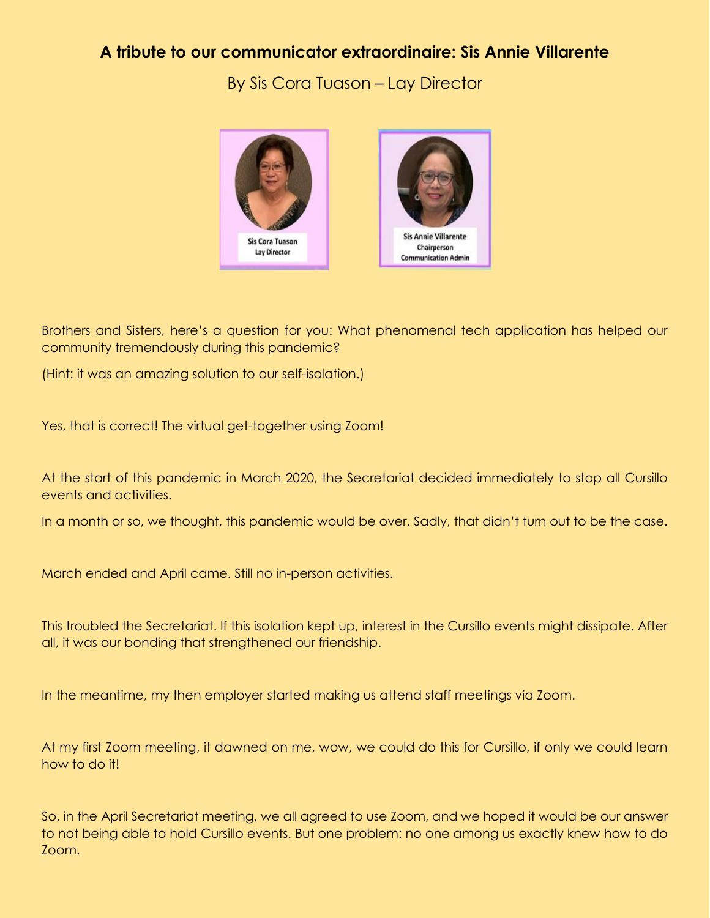# A tribute to our communicator extraordinaire: Sis Annie Villarente

By Sis Cora Tuason – Lay Director

Sis Cora Tuason
Lay Director

Sis Annie Villarente
Chairperson
Communication Admin

Brothers and Sisters, here's a question for you: What phenomenal tech application has helped our community tremendously during this pandemic?

(Hint: it was an amazing solution to our self-isolation.)

Yes, that is correct! The virtual get-together using Zoom!

At the start of this pandemic in March 2020, the Secretariat decided immediately to stop all Cursillo events and activities.

In a month or so, we thought, this pandemic would be over. Sadly, that didn't turn out to be the case.

March ended and April came. Still no in-person activities.

This troubled the Secretariat. If this isolation kept up, interest in the Cursillo events might dissipate. After all, it was our bonding that strengthened our friendship.

In the meantime, my then employer started making us attend staff meetings via Zoom.

At my first Zoom meeting, it dawned on me, wow, we could do this for Cursillo, if only we could learn how to do it!

So, in the April Secretariat meeting, we all agreed to use Zoom, and we hoped it would be our answer to not being able to hold Cursillo events. But one problem: no one among us exactly knew how to do Zoom.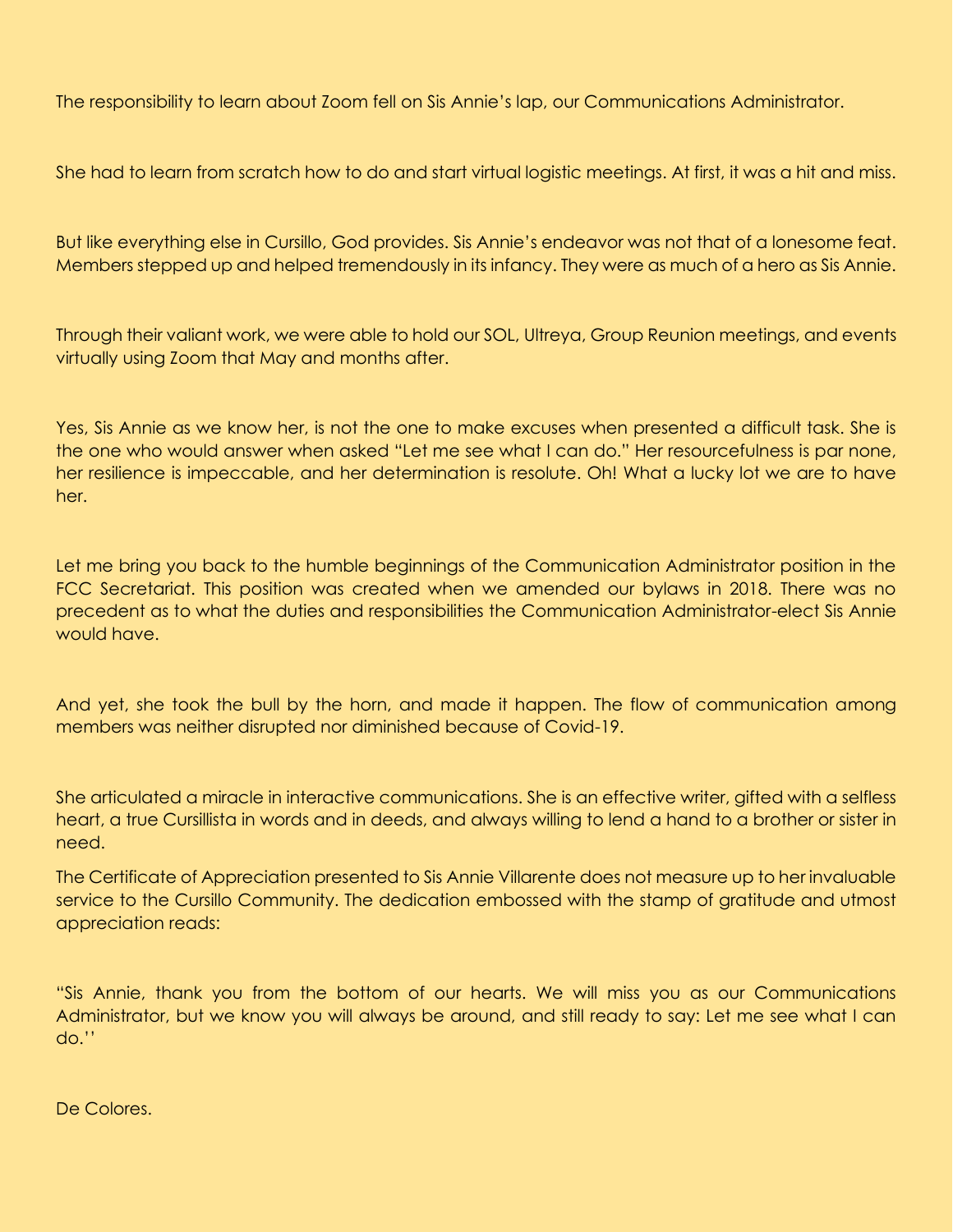The responsibility to learn about Zoom fell on Sis Annie's lap, our Communications Administrator.

She had to learn from scratch how to do and start virtual logistic meetings. At first, it was a hit and miss.

But like everything else in Cursillo, God provides. Sis Annie's endeavor was not that of a lonesome feat. Members stepped up and helped tremendously in its infancy. They were as much of a hero as Sis Annie.

Through their valiant work, we were able to hold our SOL, Ultreya, Group Reunion meetings, and events virtually using Zoom that May and months after.

Yes, Sis Annie as we know her, is not the one to make excuses when presented a difficult task. She is the one who would answer when asked "Let me see what I can do." Her resourcefulness is par none, her resilience is impeccable, and her determination is resolute. Oh! What a lucky lot we are to have her.

Let me bring you back to the humble beginnings of the Communication Administrator position in the FCC Secretariat. This position was created when we amended our bylaws in 2018. There was no precedent as to what the duties and responsibilities the Communication Administrator-elect Sis Annie would have.

And yet, she took the bull by the horn, and made it happen. The flow of communication among members was neither disrupted nor diminished because of Covid-19.

She articulated a miracle in interactive communications. She is an effective writer, gifted with a selfless heart, a true Cursillista in words and in deeds, and always willing to lend a hand to a brother or sister in need.

The Certificate of Appreciation presented to Sis Annie Villarente does not measure up to her invaluable service to the Cursillo Community. The dedication embossed with the stamp of gratitude and utmost appreciation reads:

"Sis Annie, thank you from the bottom of our hearts. We will miss you as our Communications Administrator, but we know you will always be around, and still ready to say: Let me see what I can do.''

De Colores.